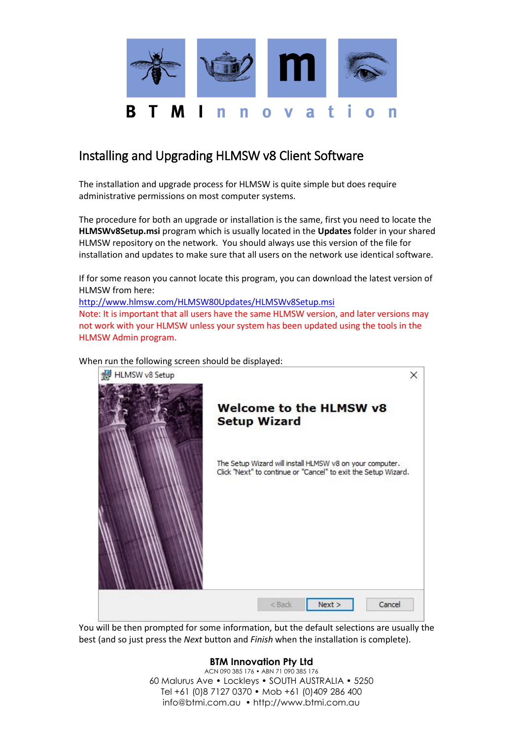B T M I n n o v a t i o n

# Installing and Upgrading HLMSW v8 Client Software

The installation and upgrade process for HLMSW is quite simple but does require administrative permissions on most computer systems.

The procedure for both an upgrade or installation is the same, first you need to locate the **HLMSWv8Setup.msi** program which is usually located in the **Updates** folder in your shared HLMSW repository on the network. You should always use this version of the file for installation and updates to make sure that all users on the network use identical software.

If for some reason you cannot locate this program, you can download the latest version of HLMSW from here:
http://www.hlmsw.com/HLMSW80Updates/HLMSWv8Setup.msi
Note: It is important that all users have the same HLMSW version, and later versions may not work with your HLMSW unless your system has been updated using the tools in the HLMSW Admin program.

When run the following screen should be displayed:

HLMSW v8 Setup

**Welcome to the HLMSW v8 Setup Wizard**

The Setup Wizard will install HLMSW v8 on your computer. Click "Next" to continue or "Cancel" to exit the Setup Wizard.

< Back | Next > | Cancel

You will be then prompted for some information, but the default selections are usually the best (and so just press the *Next* button and *Finish* when the installation is complete).

**BTM Innovation Pty Ltd**
ACN 090 385 176 • ABN 71 090 385 176
60 Malurus Ave • Lockleys • SOUTH AUSTRALIA • 5250
Tel +61 (0)8 7127 0370 • Mob +61 (0)409 286 400
info@btmi.com.au • http://www.btmi.com.au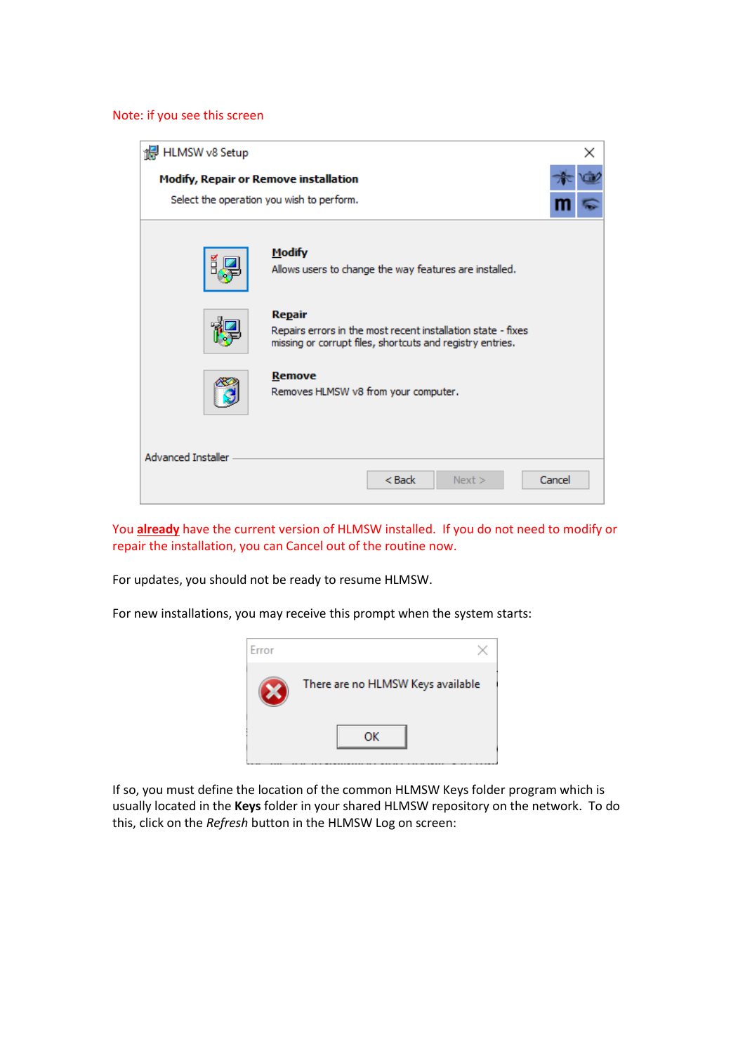Note: if you see this screen

You **already** have the current version of HLMSW installed. If you do not need to modify or repair the installation, you can Cancel out of the routine now.

For updates, you should not be ready to resume HLMSW.

For new installations, you may receive this prompt when the system starts:

If so, you must define the location of the common HLMSW Keys folder program which is usually located in the **Keys** folder in your shared HLMSW repository on the network. To do this, click on the *Refresh* button in the HLMSW Log on screen: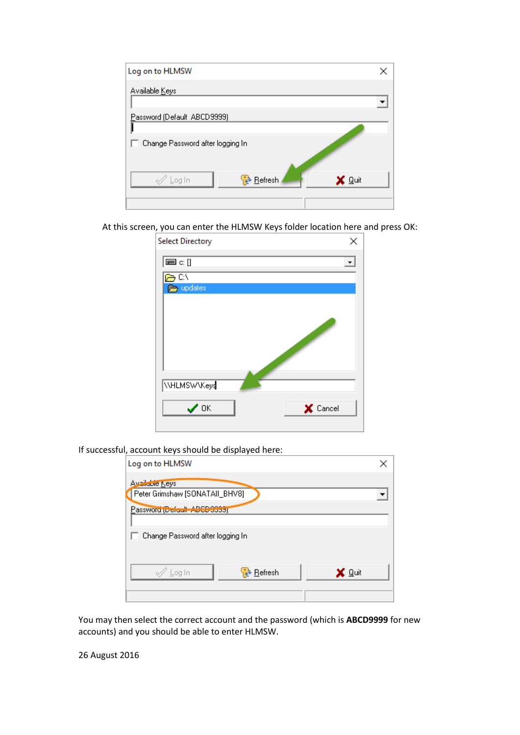At this screen, you can enter the HLMSW Keys folder location here and press OK:

If successful, account keys should be displayed here:

You may then select the correct account and the password (which is **ABCD9999** for new accounts) and you should be able to enter HLMSW.

26 August 2016